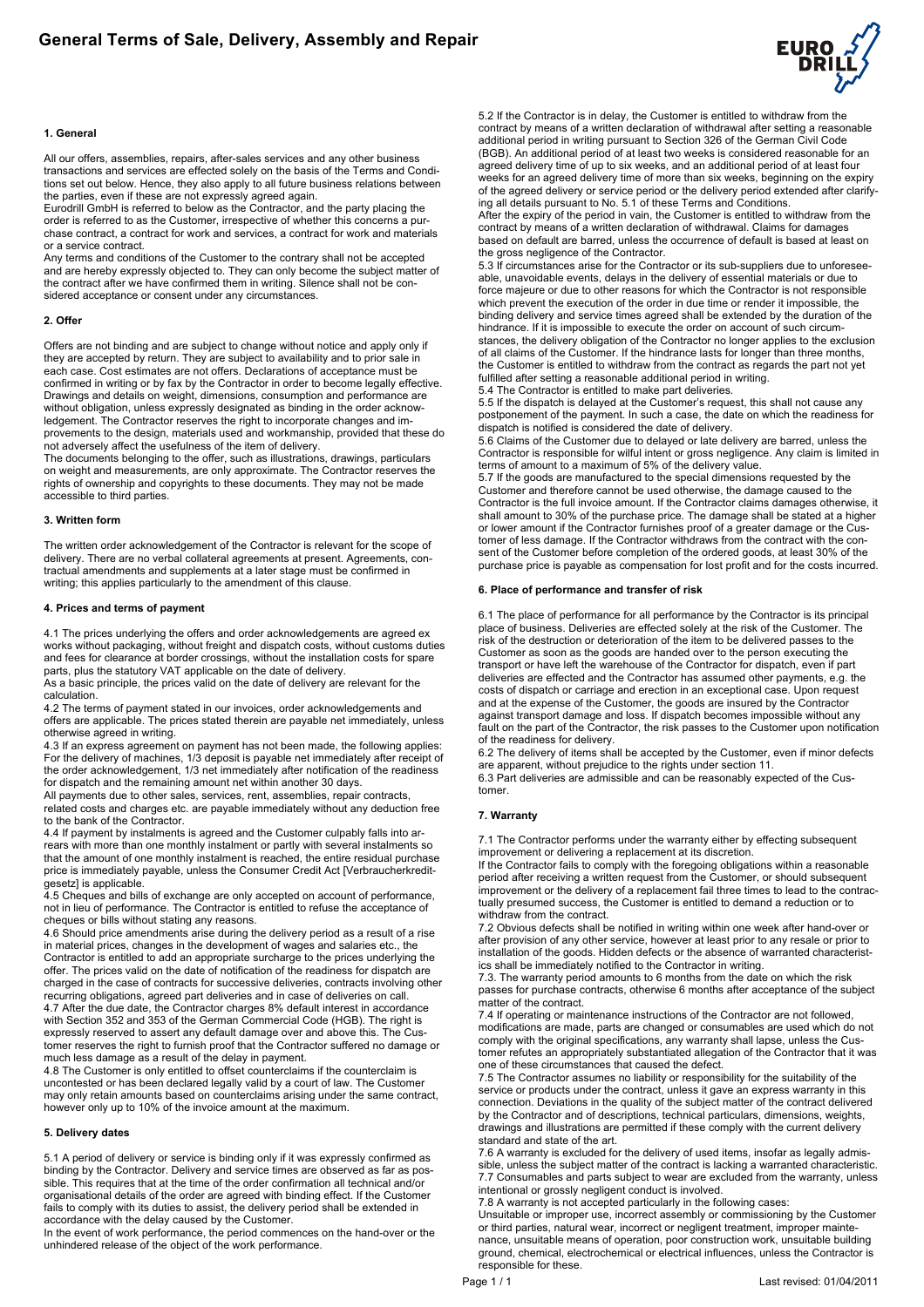# General Terms of Sale, Delivery, Assembly and Repair

## 1. General

All our offers, assemblies, repairs, after-sales services and any other business transactions and services are effected solely on the basis of the Terms and Conditions set out below. Hence, they also apply to all future business relations between the parties, even if these are not expressly agreed again.

Eurodrill GmbH is referred to below as the Contractor, and the party placing the order is referred to as the Customer, irrespective of whether this concerns a purchase contract, a contract for work and services, a contract for work and materials or a service contract.

Any terms and conditions of the Customer to the contrary shall not be accepted and are hereby expressly objected to. They can only become the subject matter of the contract after we have confirmed them in writing. Silence shall not be considered acceptance or consent under any circumstances.

## 2. Offer

Offers are not binding and are subject to change without notice and apply only if they are accepted by return. They are subject to availability and to prior sale in each case. Cost estimates are not offers. Declarations of acceptance must be confirmed in writing or by fax by the Contractor in order to become legally effective. Drawings and details on weight, dimensions, consumption and performance are without obligation, unless expressly designated as binding in the order acknowledgement. The Contractor reserves the right to incorporate changes and improvements to the design, materials used and workmanship, provided that these do not adversely affect the usefulness of the item of delivery.

The documents belonging to the offer, such as illustrations, drawings, particulars on weight and measurements, are only approximate. The Contractor reserves the rights of ownership and copyrights to these documents. They may not be made accessible to third parties.

## 3. Written form

The written order acknowledgement of the Contractor is relevant for the scope of delivery. There are no verbal collateral agreements at present. Agreements, contractual amendments and supplements at a later stage must be confirmed in writing; this applies particularly to the amendment of this clause.

## 4. Prices and terms of payment

4.1 The prices underlying the offers and order acknowledgements are agreed ex works without packaging, without freight and dispatch costs, without customs duties and fees for clearance at border crossings, without the installation costs for spare parts, plus the statutory VAT applicable on the date of delivery.

As a basic principle, the prices valid on the date of delivery are relevant for the calculation.

4.2 The terms of payment stated in our invoices, order acknowledgements and offers are applicable. The prices stated therein are payable net immediately, unless otherwise agreed in writing.

4.3 If an express agreement on payment has not been made, the following applies: For the delivery of machines, 1/3 deposit is payable net immediately after receipt of the order acknowledgement, 1/3 net immediately after notification of the readiness for dispatch and the remaining amount net within another 30 days.

All payments due to other sales, services, rent, assemblies, repair contracts, related costs and charges etc. are payable immediately without any deduction free to the bank of the Contractor.

4.4 If payment by instalments is agreed and the Customer culpably falls into arrears with more than one monthly instalment or partly with several instalments so that the amount of one monthly instalment is reached, the entire residual purchase price is immediately payable, unless the Consumer Credit Act [Verbraucherkreditgesetz] is applicable.

4.5 Cheques and bills of exchange are only accepted on account of performance, not in lieu of performance. The Contractor is entitled to refuse the acceptance of cheques or bills without stating any reasons.

4.6 Should price amendments arise during the delivery period as a result of a rise in material prices, changes in the development of wages and salaries etc., the Contractor is entitled to add an appropriate surcharge to the prices underlying the offer. The prices valid on the date of notification of the readiness for dispatch are charged in the case of contracts for successive deliveries, contracts involving other recurring obligations, agreed part deliveries and in case of deliveries on call.

4.7 After the due date, the Contractor charges 8% default interest in accordance with Section 352 and 353 of the German Commercial Code (HGB). The right is expressly reserved to assert any default damage over and above this. The Customer reserves the right to furnish proof that the Contractor suffered no damage or much less damage as a result of the delay in payment.

4.8 The Customer is only entitled to offset counterclaims if the counterclaim is uncontested or has been declared legally valid by a court of law. The Customer may only retain amounts based on counterclaims arising under the same contract, however only up to 10% of the invoice amount at the maximum.

## 5. Delivery dates

5.1 A period of delivery or service is binding only if it was expressly confirmed as binding by the Contractor. Delivery and service times are observed as far as possible. This requires that at the time of the order confirmation all technical and/or organisational details of the order are agreed with binding effect. If the Customer fails to comply with its duties to assist, the delivery period shall be extended in accordance with the delay caused by the Customer.

In the event of work performance, the period commences on the hand-over or the unhindered release of the object of the work performance.

5.2 If the Contractor is in delay, the Customer is entitled to withdraw from the contract by means of a written declaration of withdrawal after setting a reasonable additional period in writing pursuant to Section 326 of the German Civil Code (BGB). An additional period of at least two weeks is considered reasonable for an agreed delivery time of up to six weeks, and an additional period of at least four weeks for an agreed delivery time of more than six weeks, beginning on the expiry of the agreed delivery or service period or the delivery period extended after clarifying all details pursuant to No. 5.1 of these Terms and Conditions.

After the expiry of the period in vain, the Customer is entitled to withdraw from the contract by means of a written declaration of withdrawal. Claims for damages based on default are barred, unless the occurrence of default is based at least on the gross negligence of the Contractor.

5.3 If circumstances arise for the Contractor or its sub-suppliers due to unforeseeable, unavoidable events, delays in the delivery of essential materials or due to force majeure or due to other reasons for which the Contractor is not responsible which prevent the execution of the order in due time or render it impossible, the binding delivery and service times agreed shall be extended by the duration of the hindrance. If it is impossible to execute the order on account of such circumstances, the delivery obligation of the Contractor no longer applies to the exclusion of all claims of the Customer. If the hindrance lasts for longer than three months, the Customer is entitled to withdraw from the contract as regards the part not yet fulfilled after setting a reasonable additional period in writing.

5.4 The Contractor is entitled to make part deliveries.

5.5 If the dispatch is delayed at the Customer's request, this shall not cause any postponement of the payment. In such a case, the date on which the readiness for dispatch is notified is considered the date of delivery.

5.6 Claims of the Customer due to delayed or late delivery are barred, unless the Contractor is responsible for wilful intent or gross negligence. Any claim is limited in terms of amount to a maximum of 5% of the delivery value.

5.7 If the goods are manufactured to the special dimensions requested by the Customer and therefore cannot be used otherwise, the damage caused to the Contractor is the full invoice amount. If the Contractor claims damages otherwise, it shall amount to 30% of the purchase price. The damage shall be stated at a higher or lower amount if the Contractor furnishes proof of a greater damage or the Customer of less damage. If the Contractor withdraws from the contract with the consent of the Customer before completion of the ordered goods, at least 30% of the purchase price is payable as compensation for lost profit and for the costs incurred.

## 6. Place of performance and transfer of risk

6.1 The place of performance for all performance by the Contractor is its principal place of business. Deliveries are effected solely at the risk of the Customer. The risk of the destruction or deterioration of the item to be delivered passes to the Customer as soon as the goods are handed over to the person executing the transport or have left the warehouse of the Contractor for dispatch, even if part deliveries are effected and the Contractor has assumed other payments, e.g. the costs of dispatch or carriage and erection in an exceptional case. Upon request and at the expense of the Customer, the goods are insured by the Contractor against transport damage and loss. If dispatch becomes impossible without any fault on the part of the Contractor, the risk passes to the Customer upon notification of the readiness for delivery.

6.2 The delivery of items shall be accepted by the Customer, even if minor defects are apparent, without prejudice to the rights under section 11.

6.3 Part deliveries are admissible and can be reasonably expected of the Customer.

## 7. Warranty

7.1 The Contractor performs under the warranty either by effecting subsequent improvement or delivering a replacement at its discretion.

If the Contractor fails to comply with the foregoing obligations within a reasonable period after receiving a written request from the Customer, or should subsequent improvement or the delivery of a replacement fail three times to lead to the contractually presumed success, the Customer is entitled to demand a reduction or to withdraw from the contract.

7.2 Obvious defects shall be notified in writing within one week after hand-over or after provision of any other service, however at least prior to any resale or prior to installation of the goods. Hidden defects or the absence of warranted characteristics shall be immediately notified to the Contractor in writing.

7.3. The warranty period amounts to 6 months from the date on which the risk passes for purchase contracts, otherwise 6 months after acceptance of the subject matter of the contract.

7.4 If operating or maintenance instructions of the Contractor are not followed, modifications are made, parts are changed or consumables are used which do not comply with the original specifications, any warranty shall lapse, unless the Customer refutes an appropriately substantiated allegation of the Contractor that it was one of these circumstances that caused the defect.

7.5 The Contractor assumes no liability or responsibility for the suitability of the service or products under the contract, unless it gave an express warranty in this connection. Deviations in the quality of the subject matter of the contract delivered by the Contractor and of descriptions, technical particulars, dimensions, weights, drawings and illustrations are permitted if these comply with the current delivery standard and state of the art.

7.6 A warranty is excluded for the delivery of used items, insofar as legally admissible, unless the subject matter of the contract is lacking a warranted characteristic.

7.7 Consumables and parts subject to wear are excluded from the warranty, unless intentional or grossly negligent conduct is involved.

7.8 A warranty is not accepted particularly in the following cases:

Unsuitable or improper use, incorrect assembly or commissioning by the Customer or third parties, natural wear, incorrect or negligent treatment, improper maintenance, unsuitable means of operation, poor construction work, unsuitable building ground, chemical, electrochemical or electrical influences, unless the Contractor is responsible for these.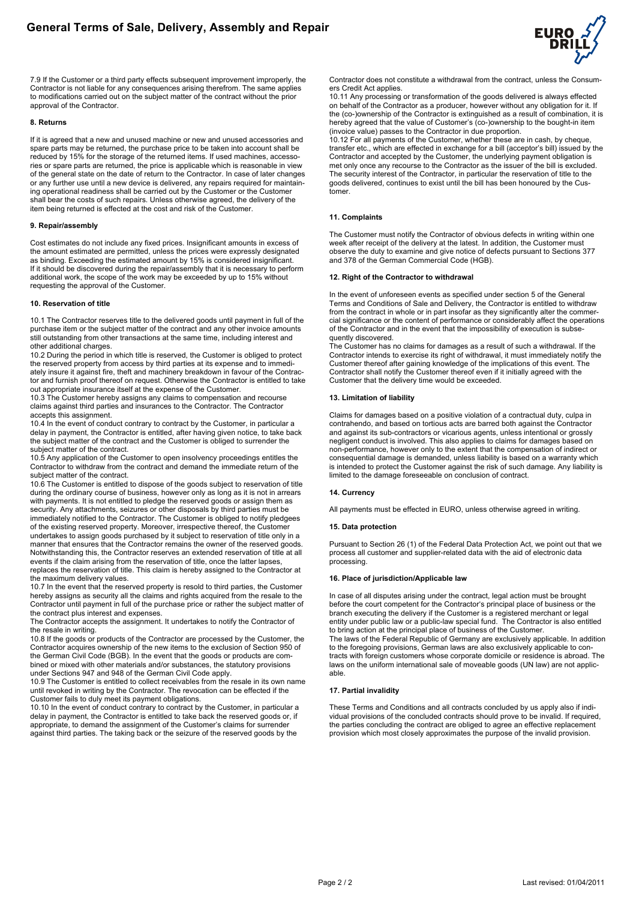7.9 If the Customer or a third party effects subsequent improvement improperly, the Contractor is not liable for any consequences arising therefrom. The same applies to modifications carried out on the subject matter of the contract without the prior approval of the Contractor.

### 8. Returns

If it is agreed that a new and unused machine or new and unused accessories and spare parts may be returned, the purchase price to be taken into account shall be reduced by 15% for the storage of the returned items. If used machines, accessories or spare parts are returned, the price is applicable which is reasonable in view of the general state on the date of return to the Contractor. In case of later changes or any further use until a new device is delivered, any repairs required for maintaining operational readiness shall be carried out by the Customer or the Customer shall bear the costs of such repairs. Unless otherwise agreed, the delivery of the item being returned is effected at the cost and risk of the Customer.

### 9. Repair/assembly

Cost estimates do not include any fixed prices. Insignificant amounts in excess of the amount estimated are permitted, unless the prices were expressly designated as binding. Exceeding the estimated amount by 15% is considered insignificant. If it should be discovered during the repair/assembly that it is necessary to perform additional work, the scope of the work may be exceeded by up to 15% without requesting the approval of the Customer.

### 10. Reservation of title

10.1 The Contractor reserves title to the delivered goods until payment in full of the purchase item or the subject matter of the contract and any other invoice amounts still outstanding from other transactions at the same time, including interest and other additional charges.

10.2 During the period in which title is reserved, the Customer is obliged to protect the reserved property from access by third parties at its expense and to immediately insure it against fire, theft and machinery breakdown in favour of the Contractor and furnish proof thereof on request. Otherwise the Contractor is entitled to take out appropriate insurance itself at the expense of the Customer.

10.3 The Customer hereby assigns any claims to compensation and recourse claims against third parties and insurances to the Contractor. The Contractor accepts this assignment.

10.4 In the event of conduct contrary to contract by the Customer, in particular a delay in payment, the Contractor is entitled, after having given notice, to take back the subject matter of the contract and the Customer is obliged to surrender the subject matter of the contract.

10.5 Any application of the Customer to open insolvency proceedings entitles the Contractor to withdraw from the contract and demand the immediate return of the subject matter of the contract.

10.6 The Customer is entitled to dispose of the goods subject to reservation of title during the ordinary course of business, however only as long as it is not in arrears with payments. It is not entitled to pledge the reserved goods or assign them as security. Any attachments, seizures or other disposals by third parties must be immediately notified to the Contractor. The Customer is obliged to notify pledgees of the existing reserved property. Moreover, irrespective thereof, the Customer undertakes to assign goods purchased by it subject to reservation of title only in a manner that ensures that the Contractor remains the owner of the reserved goods. Notwithstanding this, the Contractor reserves an extended reservation of title at all events if the claim arising from the reservation of title, once the latter lapses, replaces the reservation of title. This claim is hereby assigned to the Contractor at the maximum delivery values.

10.7 In the event that the reserved property is resold to third parties, the Customer hereby assigns as security all the claims and rights acquired from the resale to the Contractor until payment in full of the purchase price or rather the subject matter of the contract plus interest and expenses.
The Contractor accepts the assignment. It undertakes to notify the Contractor of the resale in writing.

10.8 If the goods or products of the Contractor are processed by the Customer, the Contractor acquires ownership of the new items to the exclusion of Section 950 of the German Civil Code (BGB). In the event that the goods or products are combined or mixed with other materials and/or substances, the statutory provisions under Sections 947 and 948 of the German Civil Code apply.

10.9 The Customer is entitled to collect receivables from the resale in its own name until revoked in writing by the Contractor. The revocation can be effected if the Customer fails to duly meet its payment obligations.

10.10 In the event of conduct contrary to contract by the Customer, in particular a delay in payment, the Contractor is entitled to take back the reserved goods or, if appropriate, to demand the assignment of the Customer's claims for surrender against third parties. The taking back or the seizure of the reserved goods by the Contractor does not constitute a withdrawal from the contract, unless the Consumers Credit Act applies.

10.11 Any processing or transformation of the goods delivered is always effected on behalf of the Contractor as a producer, however without any obligation for it. If the (co-)ownership of the Contractor is extinguished as a result of combination, it is hereby agreed that the value of Customer's (co-)ownership to the bought-in item (invoice value) passes to the Contractor in due proportion.

10.12 For all payments of the Customer, whether these are in cash, by cheque, transfer etc., which are effected in exchange for a bill (acceptor's bill) issued by the Contractor and accepted by the Customer, the underlying payment obligation is met only once any recourse to the Contractor as the issuer of the bill is excluded. The security interest of the Contractor, in particular the reservation of title to the goods delivered, continues to exist until the bill has been honoured by the Customer.

### 11. Complaints

The Customer must notify the Contractor of obvious defects in writing within one week after receipt of the delivery at the latest. In addition, the Customer must observe the duty to examine and give notice of defects pursuant to Sections 377 and 378 of the German Commercial Code (HGB).

### 12. Right of the Contractor to withdrawal

In the event of unforeseen events as specified under section 5 of the General Terms and Conditions of Sale and Delivery, the Contractor is entitled to withdraw from the contract in whole or in part insofar as they significantly alter the commercial significance or the content of performance or considerably affect the operations of the Contractor and in the event that the impossibility of execution is subsequently discovered.
The Customer has no claims for damages as a result of such a withdrawal. If the Contractor intends to exercise its right of withdrawal, it must immediately notify the Customer thereof after gaining knowledge of the implications of this event. The Contractor shall notify the Customer thereof even if it initially agreed with the Customer that the delivery time would be exceeded.

### 13. Limitation of liability

Claims for damages based on a positive violation of a contractual duty, culpa in contrahendo, and based on tortious acts are barred both against the Contractor and against its sub-contractors or vicarious agents, unless intentional or grossly negligent conduct is involved. This also applies to claims for damages based on non-performance, however only to the extent that the compensation of indirect or consequential damage is demanded, unless liability is based on a warranty which is intended to protect the Customer against the risk of such damage. Any liability is limited to the damage foreseeable on conclusion of contract.

### 14. Currency

All payments must be effected in EURO, unless otherwise agreed in writing.

### 15. Data protection

Pursuant to Section 26 (1) of the Federal Data Protection Act, we point out that we process all customer and supplier-related data with the aid of electronic data processing.

### 16. Place of jurisdiction/Applicable law

In case of all disputes arising under the contract, legal action must be brought before the court competent for the Contractor's principal place of business or the branch executing the delivery if the Customer is a registered merchant or legal entity under public law or a public-law special fund. The Contractor is also entitled to bring action at the principal place of business of the Customer.
The laws of the Federal Republic of Germany are exclusively applicable. In addition to the foregoing provisions, German laws are also exclusively applicable to contracts with foreign customers whose corporate domicile or residence is abroad. The laws on the uniform international sale of moveable goods (UN law) are not applicable.

### 17. Partial invalidity

These Terms and Conditions and all contracts concluded by us apply also if individual provisions of the concluded contracts should prove to be invalid. If required, the parties concluding the contract are obliged to agree an effective replacement provision which most closely approximates the purpose of the invalid provision.

Last revised: 01/04/2011